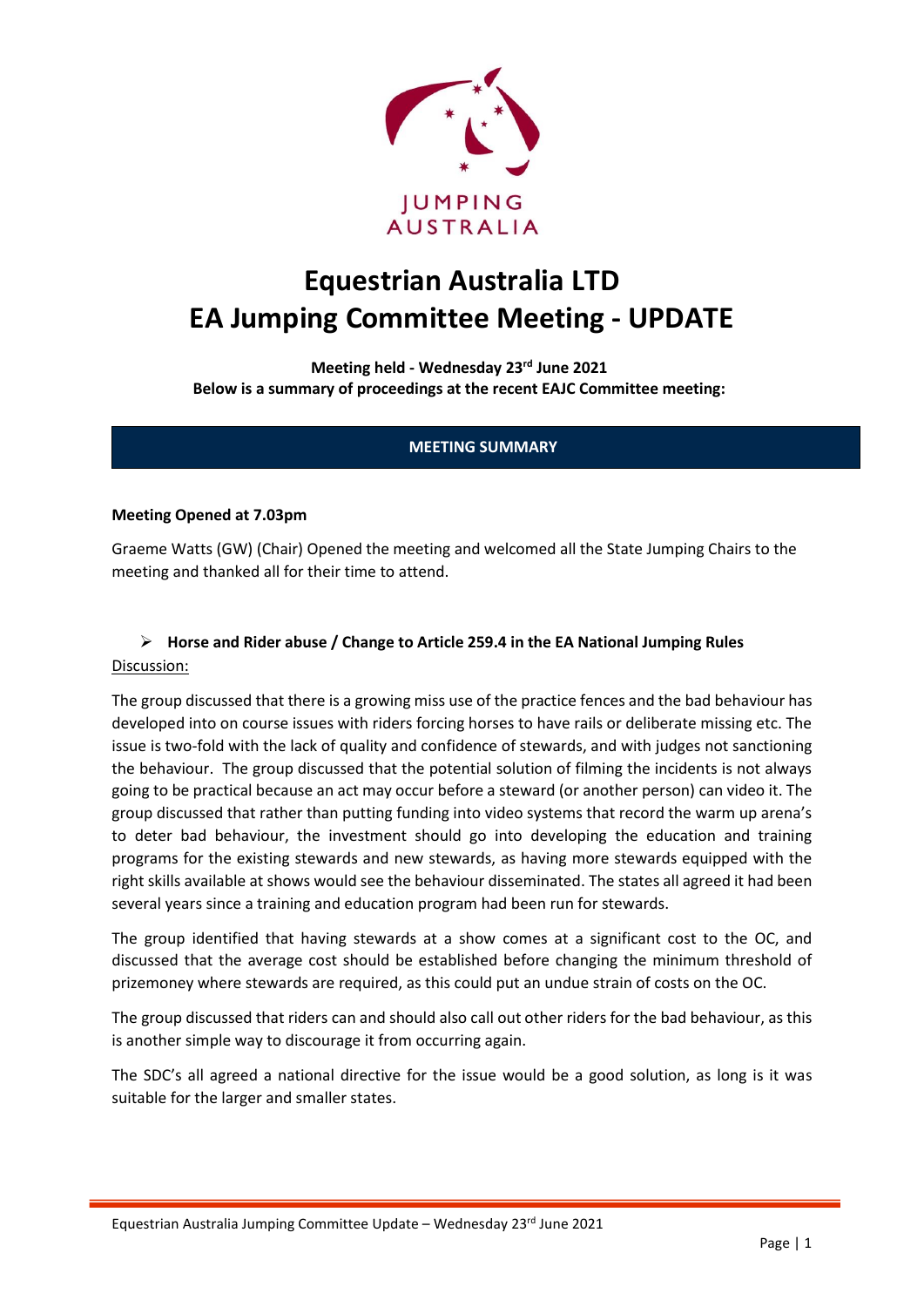JUMPING AUSTRALIA

# Equestrian Australia LTD
# EA Jumping Committee Meeting - UPDATE

**Meeting held - Wednesday 23rd June 2021**
**Below is a summary of proceedings at the recent EAJC Committee meeting:**

**MEETING SUMMARY**

**Meeting Opened at 7.03pm**

Graeme Watts (GW) (Chair) Opened the meeting and welcomed all the State Jumping Chairs to the meeting and thanked all for their time to attend.

- **Horse and Rider abuse / Change to Article 259.4 in the EA National Jumping Rules**

Discussion:

The group discussed that there is a growing miss use of the practice fences and the bad behaviour has developed into on course issues with riders forcing horses to have rails or deliberate missing etc. The issue is two-fold with the lack of quality and confidence of stewards, and with judges not sanctioning the behaviour. The group discussed that the potential solution of filming the incidents is not always going to be practical because an act may occur before a steward (or another person) can video it. The group discussed that rather than putting funding into video systems that record the warm up arena's to deter bad behaviour, the investment should go into developing the education and training programs for the existing stewards and new stewards, as having more stewards equipped with the right skills available at shows would see the behaviour disseminated. The states all agreed it had been several years since a training and education program had been run for stewards.

The group identified that having stewards at a show comes at a significant cost to the OC, and discussed that the average cost should be established before changing the minimum threshold of prizemoney where stewards are required, as this could put an undue strain of costs on the OC.

The group discussed that riders can and should also call out other riders for the bad behaviour, as this is another simple way to discourage it from occurring again.

The SDC's all agreed a national directive for the issue would be a good solution, as long is it was suitable for the larger and smaller states.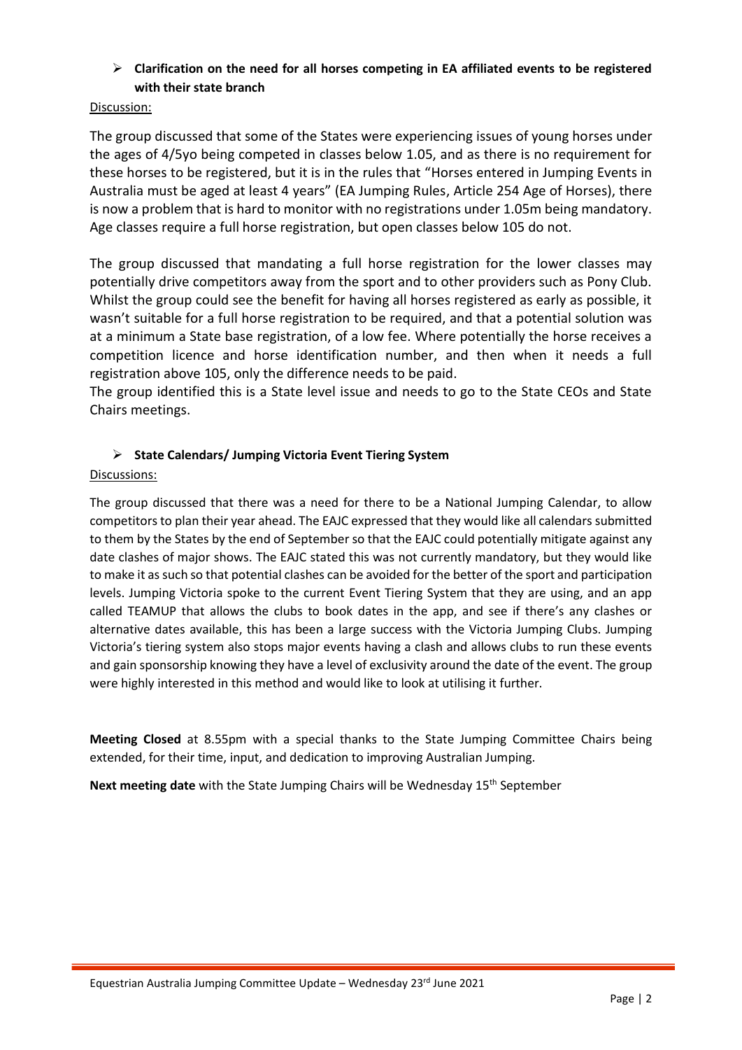- **Clarification on the need for all horses competing in EA affiliated events to be registered with their state branch**

Discussion:

The group discussed that some of the States were experiencing issues of young horses under the ages of 4/5yo being competed in classes below 1.05, and as there is no requirement for these horses to be registered, but it is in the rules that "Horses entered in Jumping Events in Australia must be aged at least 4 years" (EA Jumping Rules, Article 254 Age of Horses), there is now a problem that is hard to monitor with no registrations under 1.05m being mandatory. Age classes require a full horse registration, but open classes below 105 do not.

The group discussed that mandating a full horse registration for the lower classes may potentially drive competitors away from the sport and to other providers such as Pony Club. Whilst the group could see the benefit for having all horses registered as early as possible, it wasn't suitable for a full horse registration to be required, and that a potential solution was at a minimum a State base registration, of a low fee. Where potentially the horse receives a competition licence and horse identification number, and then when it needs a full registration above 105, only the difference needs to be paid.

The group identified this is a State level issue and needs to go to the State CEOs and State Chairs meetings.

- **State Calendars/ Jumping Victoria Event Tiering System**

Discussions:

The group discussed that there was a need for there to be a National Jumping Calendar, to allow competitors to plan their year ahead. The EAJC expressed that they would like all calendars submitted to them by the States by the end of September so that the EAJC could potentially mitigate against any date clashes of major shows. The EAJC stated this was not currently mandatory, but they would like to make it as such so that potential clashes can be avoided for the better of the sport and participation levels. Jumping Victoria spoke to the current Event Tiering System that they are using, and an app called TEAMUP that allows the clubs to book dates in the app, and see if there's any clashes or alternative dates available, this has been a large success with the Victoria Jumping Clubs. Jumping Victoria's tiering system also stops major events having a clash and allows clubs to run these events and gain sponsorship knowing they have a level of exclusivity around the date of the event. The group were highly interested in this method and would like to look at utilising it further.

**Meeting Closed** at 8.55pm with a special thanks to the State Jumping Committee Chairs being extended, for their time, input, and dedication to improving Australian Jumping.

**Next meeting date** with the State Jumping Chairs will be Wednesday 15th September